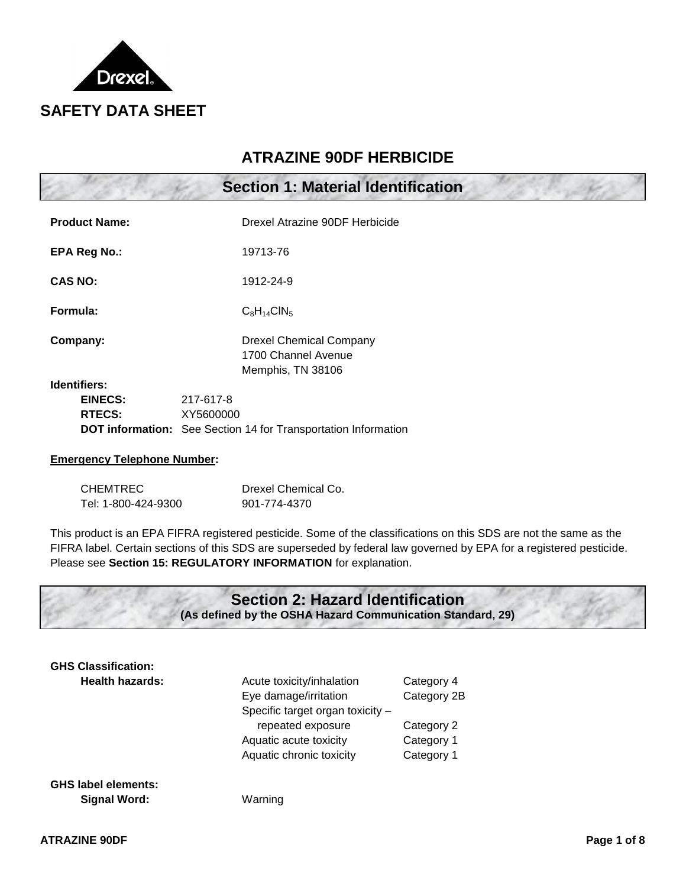# SAFETY DATA SHEET

## ATRAZINE 90DF HERBICIDE

## Section 1: Material Identification

**Product Name:** Drexel Atrazine 90DF Herbicide

**EPA Reg No.:** 19713-76

**CAS NO:** 1912-24-9

**Formula:** $C_8H_{14}ClN_5$

**Company:** Drexel Chemical Company
1700 Channel Avenue
Memphis, TN 38106

**Identifiers:**

- **EINECS:** 217-617-8
- **RTECS:** XY5600000
- **DOT information:** See Section 14 for Transportation Information

**Emergency Telephone Number:**

| CHEMTREC | Drexel Chemical Co. |
| --- | --- |
| Tel: 1-800-424-9300 | 901-774-4370 |

This product is an EPA FIFRA registered pesticide. Some of the classifications on this SDS are not the same as the FIFRA label. Certain sections of this SDS are superseded by federal law governed by EPA for a registered pesticide. Please see **Section 15: REGULATORY INFORMATION** for explanation.

## Section 2: Hazard Identification
**(As defined by the OSHA Hazard Communication Standard, 29)**

**GHS Classification:**

**Health hazards:**

| Hazard | Category |
| --- | --- |
| Acute toxicity/inhalation | Category 4 |
| Eye damage/irritation | Category 2B |
| Specific target organ toxicity – repeated exposure | Category 2 |
| Aquatic acute toxicity | Category 1 |
| Aquatic chronic toxicity | Category 1 |

**GHS label elements:**

**Signal Word:** Warning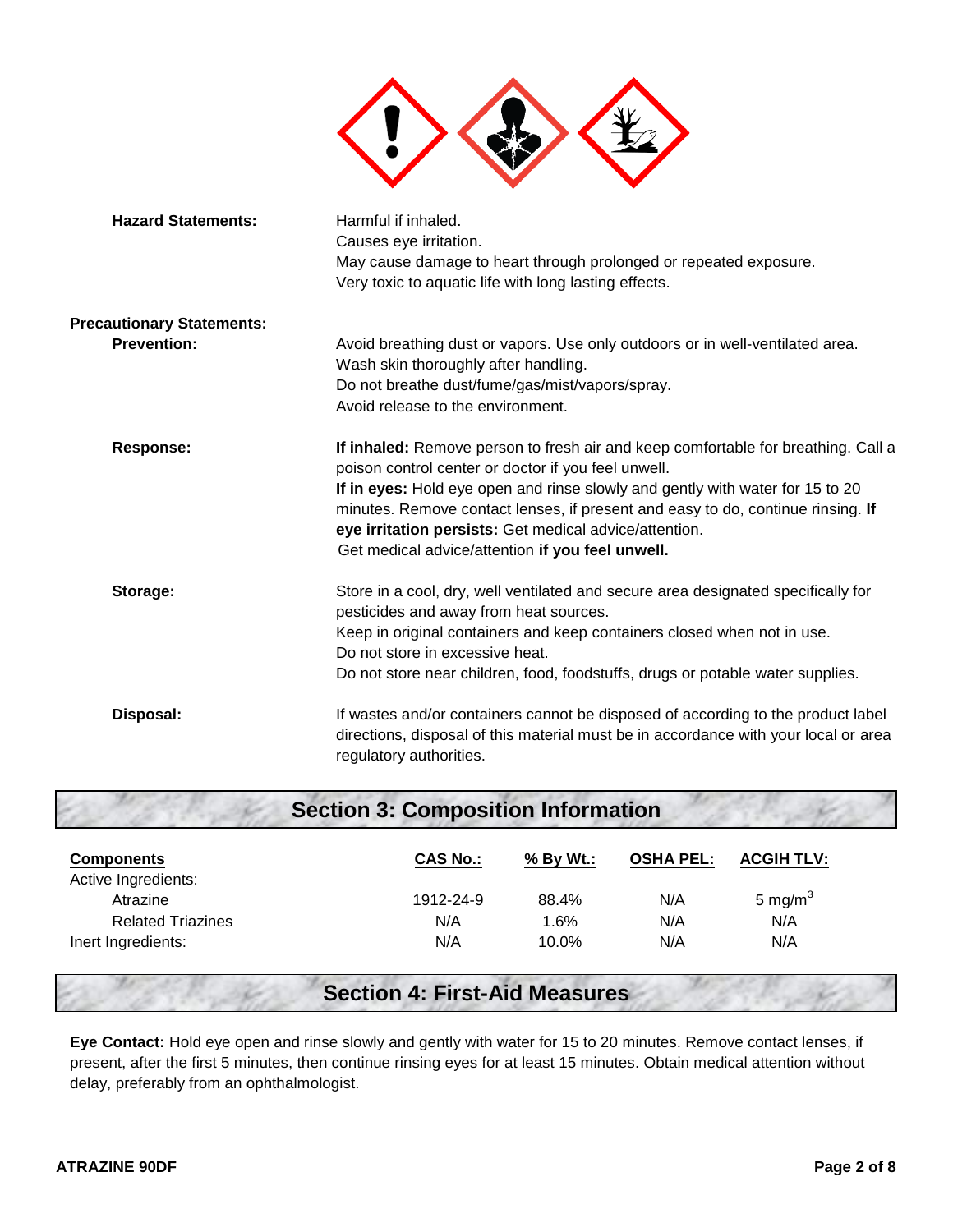**Hazard Statements:**

Harmful if inhaled.
Causes eye irritation.
May cause damage to heart through prolonged or repeated exposure.
Very toxic to aquatic life with long lasting effects.

**Precautionary Statements:**

**Prevention:**

Avoid breathing dust or vapors. Use only outdoors or in well-ventilated area.
Wash skin thoroughly after handling.
Do not breathe dust/fume/gas/mist/vapors/spray.
Avoid release to the environment.

**Response:**

**If inhaled:** Remove person to fresh air and keep comfortable for breathing. Call a poison control center or doctor if you feel unwell.
**If in eyes:** Hold eye open and rinse slowly and gently with water for 15 to 20 minutes. Remove contact lenses, if present and easy to do, continue rinsing. **If eye irritation persists:** Get medical advice/attention.
Get medical advice/attention **if you feel unwell.**

**Storage:**

Store in a cool, dry, well ventilated and secure area designated specifically for pesticides and away from heat sources.
Keep in original containers and keep containers closed when not in use.
Do not store in excessive heat.
Do not store near children, food, foodstuffs, drugs or potable water supplies.

**Disposal:**

If wastes and/or containers cannot be disposed of according to the product label directions, disposal of this material must be in accordance with your local or area regulatory authorities.

## Section 3: Composition Information

| Components | CAS No.: | % By Wt.: | OSHA PEL: | ACGIH TLV: |
|---|---|---|---|---|
| Active Ingredients: | | | | |
| Atrazine | 1912-24-9 | 88.4% | N/A | 5 $mg/m^3$ |
| Related Triazines | N/A | 1.6% | N/A | N/A |
| Inert Ingredients: | N/A | 10.0% | N/A | N/A |

## Section 4: First-Aid Measures

**Eye Contact:** Hold eye open and rinse slowly and gently with water for 15 to 20 minutes. Remove contact lenses, if present, after the first 5 minutes, then continue rinsing eyes for at least 15 minutes. Obtain medical attention without delay, preferably from an ophthalmologist.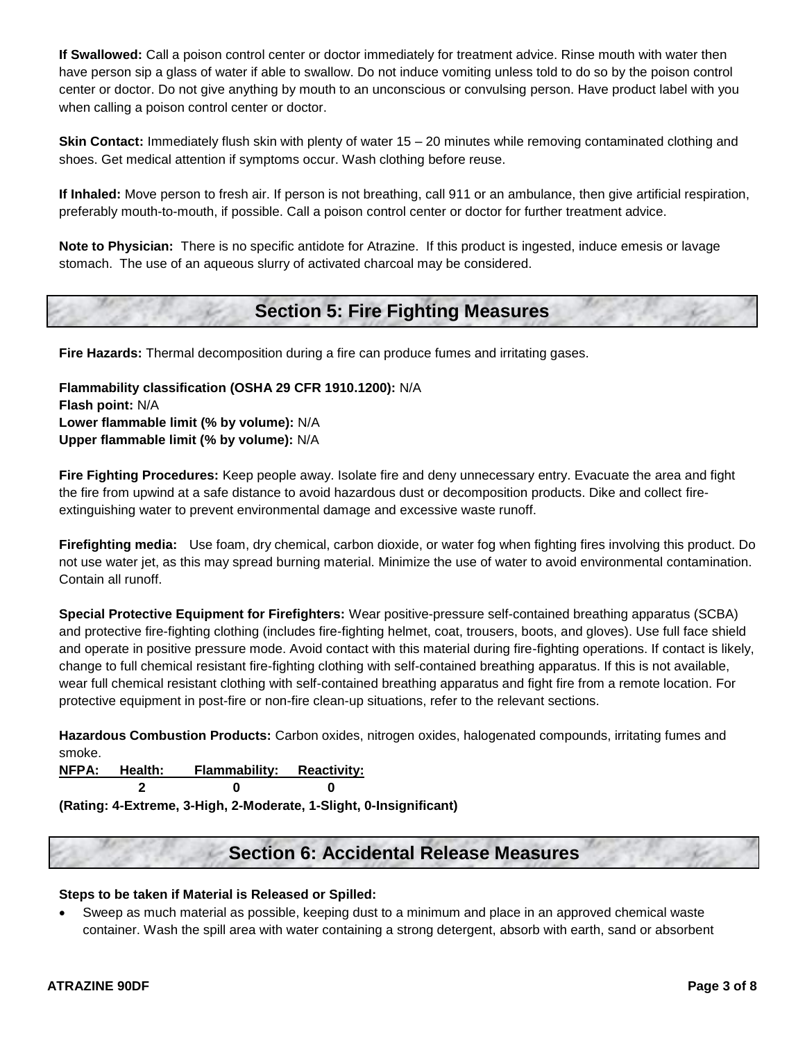**If Swallowed:** Call a poison control center or doctor immediately for treatment advice. Rinse mouth with water then have person sip a glass of water if able to swallow. Do not induce vomiting unless told to do so by the poison control center or doctor. Do not give anything by mouth to an unconscious or convulsing person. Have product label with you when calling a poison control center or doctor.

**Skin Contact:** Immediately flush skin with plenty of water 15 – 20 minutes while removing contaminated clothing and shoes. Get medical attention if symptoms occur. Wash clothing before reuse.

**If Inhaled:** Move person to fresh air. If person is not breathing, call 911 or an ambulance, then give artificial respiration, preferably mouth-to-mouth, if possible. Call a poison control center or doctor for further treatment advice.

**Note to Physician:** There is no specific antidote for Atrazine. If this product is ingested, induce emesis or lavage stomach. The use of an aqueous slurry of activated charcoal may be considered.

## Section 5: Fire Fighting Measures

**Fire Hazards:** Thermal decomposition during a fire can produce fumes and irritating gases.

**Flammability classification (OSHA 29 CFR 1910.1200):** N/A
**Flash point:** N/A
**Lower flammable limit (% by volume):** N/A
**Upper flammable limit (% by volume):** N/A

**Fire Fighting Procedures:** Keep people away. Isolate fire and deny unnecessary entry. Evacuate the area and fight the fire from upwind at a safe distance to avoid hazardous dust or decomposition products. Dike and collect fire-extinguishing water to prevent environmental damage and excessive waste runoff.

**Firefighting media:** Use foam, dry chemical, carbon dioxide, or water fog when fighting fires involving this product. Do not use water jet, as this may spread burning material. Minimize the use of water to avoid environmental contamination. Contain all runoff.

**Special Protective Equipment for Firefighters:** Wear positive-pressure self-contained breathing apparatus (SCBA) and protective fire-fighting clothing (includes fire-fighting helmet, coat, trousers, boots, and gloves). Use full face shield and operate in positive pressure mode. Avoid contact with this material during fire-fighting operations. If contact is likely, change to full chemical resistant fire-fighting clothing with self-contained breathing apparatus. If this is not available, wear full chemical resistant clothing with self-contained breathing apparatus and fight fire from a remote location. For protective equipment in post-fire or non-fire clean-up situations, refer to the relevant sections.

**Hazardous Combustion Products:** Carbon oxides, nitrogen oxides, halogenated compounds, irritating fumes and smoke.

| NFPA: | Health: | Flammability: | Reactivity: |
|---|---|---|---|
| | 2 | 0 | 0 |

**(Rating: 4-Extreme, 3-High, 2-Moderate, 1-Slight, 0-Insignificant)**

## Section 6: Accidental Release Measures

**Steps to be taken if Material is Released or Spilled:**

- Sweep as much material as possible, keeping dust to a minimum and place in an approved chemical waste container. Wash the spill area with water containing a strong detergent, absorb with earth, sand or absorbent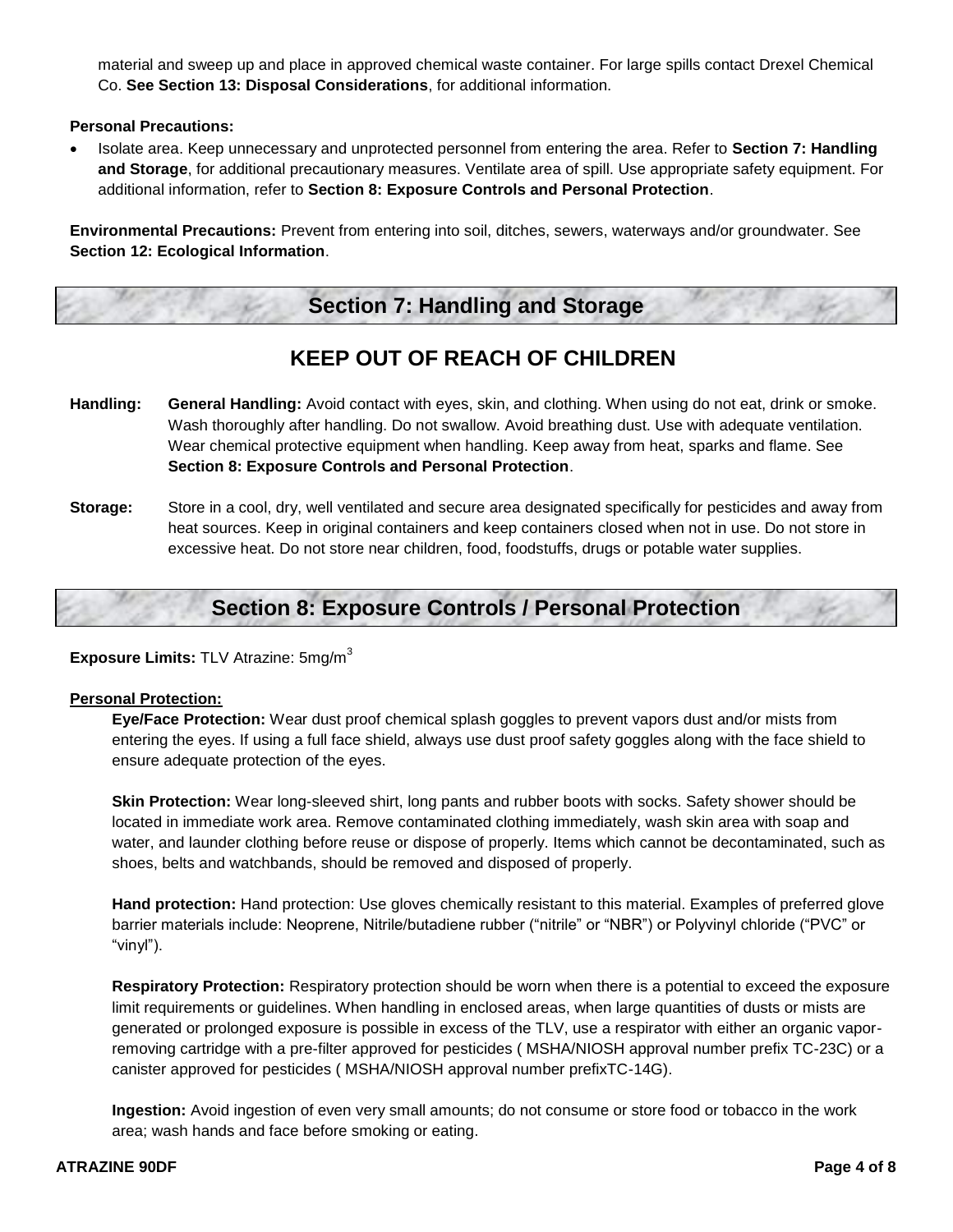material and sweep up and place in approved chemical waste container. For large spills contact Drexel Chemical Co. **See Section 13: Disposal Considerations**, for additional information.

**Personal Precautions:**

- Isolate area. Keep unnecessary and unprotected personnel from entering the area. Refer to **Section 7: Handling and Storage**, for additional precautionary measures. Ventilate area of spill. Use appropriate safety equipment. For additional information, refer to **Section 8: Exposure Controls and Personal Protection**.

**Environmental Precautions:** Prevent from entering into soil, ditches, sewers, waterways and/or groundwater. See **Section 12: Ecological Information**.

## Section 7: Handling and Storage

### KEEP OUT OF REACH OF CHILDREN

**Handling:** **General Handling:** Avoid contact with eyes, skin, and clothing. When using do not eat, drink or smoke. Wash thoroughly after handling. Do not swallow. Avoid breathing dust. Use with adequate ventilation. Wear chemical protective equipment when handling. Keep away from heat, sparks and flame. See **Section 8: Exposure Controls and Personal Protection**.

**Storage:** Store in a cool, dry, well ventilated and secure area designated specifically for pesticides and away from heat sources. Keep in original containers and keep containers closed when not in use. Do not store in excessive heat. Do not store near children, food, foodstuffs, drugs or potable water supplies.

## Section 8: Exposure Controls / Personal Protection

**Exposure Limits:** TLV Atrazine: 5mg/$m^3$

**Personal Protection:**

**Eye/Face Protection:** Wear dust proof chemical splash goggles to prevent vapors dust and/or mists from entering the eyes. If using a full face shield, always use dust proof safety goggles along with the face shield to ensure adequate protection of the eyes.

**Skin Protection:** Wear long-sleeved shirt, long pants and rubber boots with socks. Safety shower should be located in immediate work area. Remove contaminated clothing immediately, wash skin area with soap and water, and launder clothing before reuse or dispose of properly. Items which cannot be decontaminated, such as shoes, belts and watchbands, should be removed and disposed of properly.

**Hand protection:** Hand protection: Use gloves chemically resistant to this material. Examples of preferred glove barrier materials include: Neoprene, Nitrile/butadiene rubber ("nitrile" or "NBR") or Polyvinyl chloride ("PVC" or "vinyl").

**Respiratory Protection:** Respiratory protection should be worn when there is a potential to exceed the exposure limit requirements or guidelines. When handling in enclosed areas, when large quantities of dusts or mists are generated or prolonged exposure is possible in excess of the TLV, use a respirator with either an organic vapor-removing cartridge with a pre-filter approved for pesticides ( MSHA/NIOSH approval number prefix TC-23C) or a canister approved for pesticides ( MSHA/NIOSH approval number prefixTC-14G).

**Ingestion:** Avoid ingestion of even very small amounts; do not consume or store food or tobacco in the work area; wash hands and face before smoking or eating.

**ATRAZINE 90DF**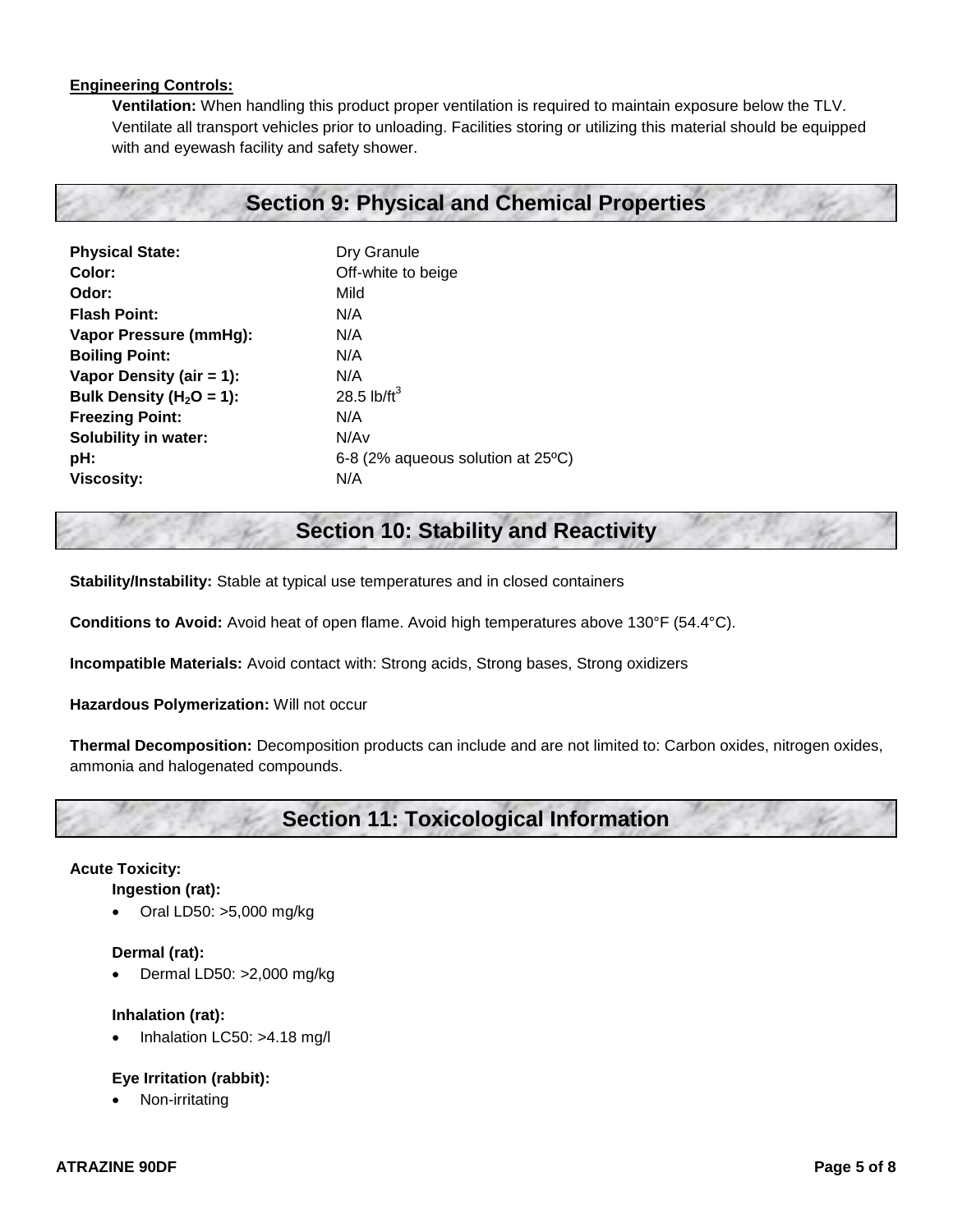**Engineering Controls:**

**Ventilation:** When handling this product proper ventilation is required to maintain exposure below the TLV. Ventilate all transport vehicles prior to unloading. Facilities storing or utilizing this material should be equipped with and eyewash facility and safety shower.

## Section 9: Physical and Chemical Properties

| | |
|---|---|
| **Physical State:** | Dry Granule |
| **Color:** | Off-white to beige |
| **Odor:** | Mild |
| **Flash Point:** | N/A |
| **Vapor Pressure (mmHg):** | N/A |
| **Boiling Point:** | N/A |
| **Vapor Density (air = 1):** | N/A |
| **Bulk Density ($H_2O$ = 1):** | 28.5 lb/ft$^3$ |
| **Freezing Point:** | N/A |
| **Solubility in water:** | N/Av |
| **pH:** | 6-8 (2% aqueous solution at 25ºC) |
| **Viscosity:** | N/A |

## Section 10: Stability and Reactivity

**Stability/Instability:** Stable at typical use temperatures and in closed containers

**Conditions to Avoid:** Avoid heat of open flame. Avoid high temperatures above 130°F (54.4°C).

**Incompatible Materials:** Avoid contact with: Strong acids, Strong bases, Strong oxidizers

**Hazardous Polymerization:** Will not occur

**Thermal Decomposition:** Decomposition products can include and are not limited to: Carbon oxides, nitrogen oxides, ammonia and halogenated compounds.

## Section 11: Toxicological Information

**Acute Toxicity:**

**Ingestion (rat):**

- Oral LD50: >5,000 mg/kg

**Dermal (rat):**

- Dermal LD50: >2,000 mg/kg

**Inhalation (rat):**

- Inhalation LC50: >4.18 mg/l

**Eye Irritation (rabbit):**

- Non-irritating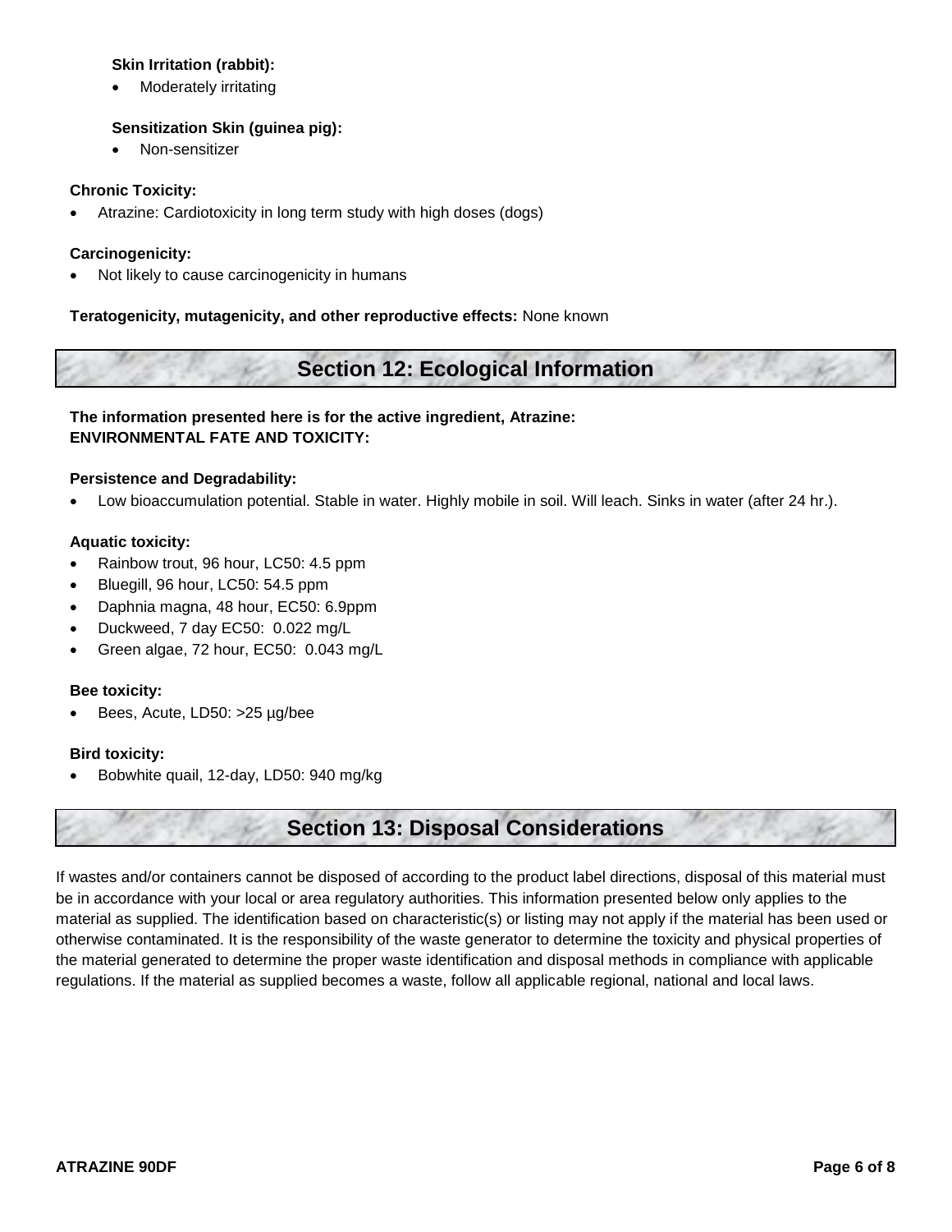**Skin Irritation (rabbit):**

- Moderately irritating

**Sensitization Skin (guinea pig):**

- Non-sensitizer

**Chronic Toxicity:**

- Atrazine: Cardiotoxicity in long term study with high doses (dogs)

**Carcinogenicity:**

- Not likely to cause carcinogenicity in humans

**Teratogenicity, mutagenicity, and other reproductive effects:** None known

## Section 12: Ecological Information

**The information presented here is for the active ingredient, Atrazine:**
**ENVIRONMENTAL FATE AND TOXICITY:**

**Persistence and Degradability:**

- Low bioaccumulation potential. Stable in water. Highly mobile in soil. Will leach. Sinks in water (after 24 hr.).

**Aquatic toxicity:**

- Rainbow trout, 96 hour, LC50: 4.5 ppm
- Bluegill, 96 hour, LC50: 54.5 ppm
- Daphnia magna, 48 hour, EC50: 6.9ppm
- Duckweed, 7 day EC50: 0.022 mg/L
- Green algae, 72 hour, EC50: 0.043 mg/L

**Bee toxicity:**

- Bees, Acute, LD50: >25 µg/bee

**Bird toxicity:**

- Bobwhite quail, 12-day, LD50: 940 mg/kg

## Section 13: Disposal Considerations

If wastes and/or containers cannot be disposed of according to the product label directions, disposal of this material must be in accordance with your local or area regulatory authorities. This information presented below only applies to the material as supplied. The identification based on characteristic(s) or listing may not apply if the material has been used or otherwise contaminated. It is the responsibility of the waste generator to determine the toxicity and physical properties of the material generated to determine the proper waste identification and disposal methods in compliance with applicable regulations. If the material as supplied becomes a waste, follow all applicable regional, national and local laws.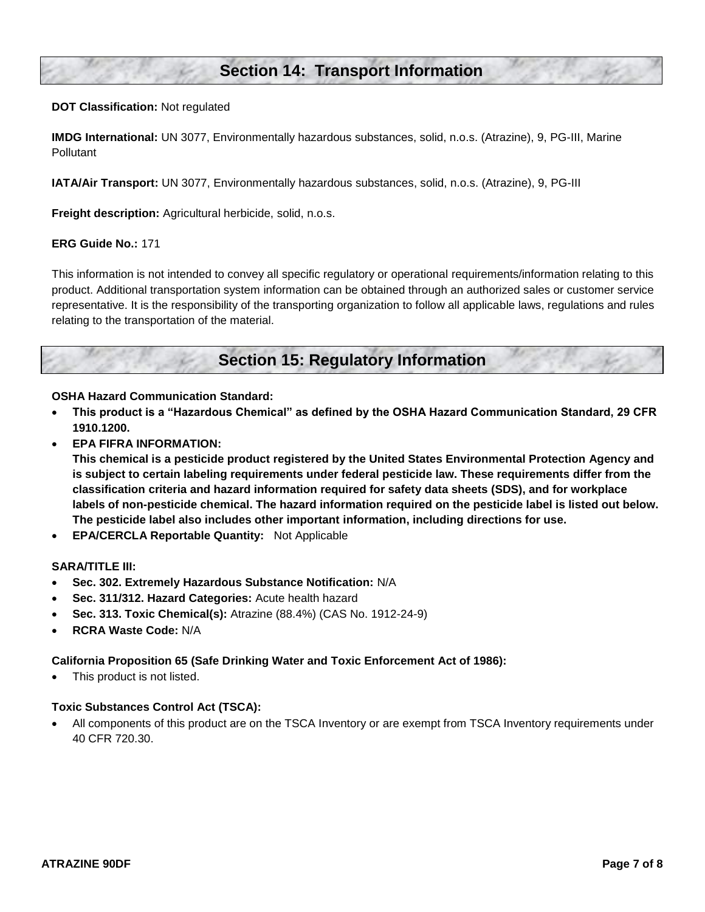## Section 14: Transport Information

**DOT Classification:** Not regulated

**IMDG International:** UN 3077, Environmentally hazardous substances, solid, n.o.s. (Atrazine), 9, PG-III, Marine Pollutant

**IATA/Air Transport:** UN 3077, Environmentally hazardous substances, solid, n.o.s. (Atrazine), 9, PG-III

**Freight description:** Agricultural herbicide, solid, n.o.s.

**ERG Guide No.:** 171

This information is not intended to convey all specific regulatory or operational requirements/information relating to this product. Additional transportation system information can be obtained through an authorized sales or customer service representative. It is the responsibility of the transporting organization to follow all applicable laws, regulations and rules relating to the transportation of the material.

## Section 15: Regulatory Information

**OSHA Hazard Communication Standard:**

- **This product is a "Hazardous Chemical" as defined by the OSHA Hazard Communication Standard, 29 CFR 1910.1200.**
- **EPA FIFRA INFORMATION:**
  **This chemical is a pesticide product registered by the United States Environmental Protection Agency and is subject to certain labeling requirements under federal pesticide law. These requirements differ from the classification criteria and hazard information required for safety data sheets (SDS), and for workplace labels of non-pesticide chemical. The hazard information required on the pesticide label is listed out below. The pesticide label also includes other important information, including directions for use.**
- **EPA/CERCLA Reportable Quantity:** Not Applicable

**SARA/TITLE III:**

- **Sec. 302. Extremely Hazardous Substance Notification:** N/A
- **Sec. 311/312. Hazard Categories:** Acute health hazard
- **Sec. 313. Toxic Chemical(s):** Atrazine (88.4%) (CAS No. 1912-24-9)
- **RCRA Waste Code:** N/A

**California Proposition 65 (Safe Drinking Water and Toxic Enforcement Act of 1986):**

- This product is not listed.

**Toxic Substances Control Act (TSCA):**

- All components of this product are on the TSCA Inventory or are exempt from TSCA Inventory requirements under 40 CFR 720.30.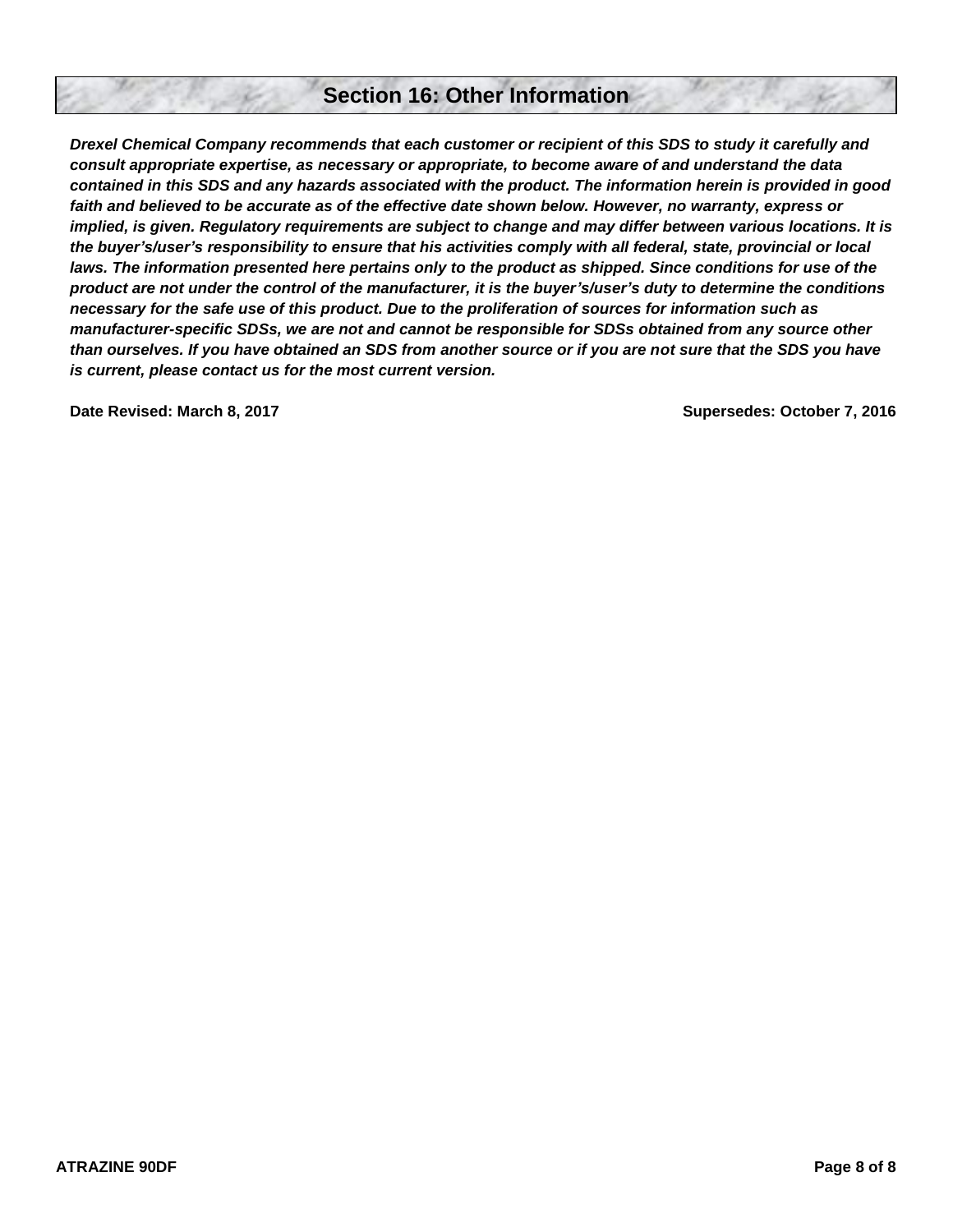## Section 16: Other Information

***Drexel Chemical Company recommends that each customer or recipient of this SDS to study it carefully and consult appropriate expertise, as necessary or appropriate, to become aware of and understand the data contained in this SDS and any hazards associated with the product. The information herein is provided in good faith and believed to be accurate as of the effective date shown below. However, no warranty, express or implied, is given. Regulatory requirements are subject to change and may differ between various locations. It is the buyer's/user's responsibility to ensure that his activities comply with all federal, state, provincial or local laws. The information presented here pertains only to the product as shipped. Since conditions for use of the product are not under the control of the manufacturer, it is the buyer's/user's duty to determine the conditions necessary for the safe use of this product. Due to the proliferation of sources for information such as manufacturer-specific SDSs, we are not and cannot be responsible for SDSs obtained from any source other than ourselves. If you have obtained an SDS from another source or if you are not sure that the SDS you have is current, please contact us for the most current version.***

**Date Revised: March 8, 2017** **Supersedes: October 7, 2016**